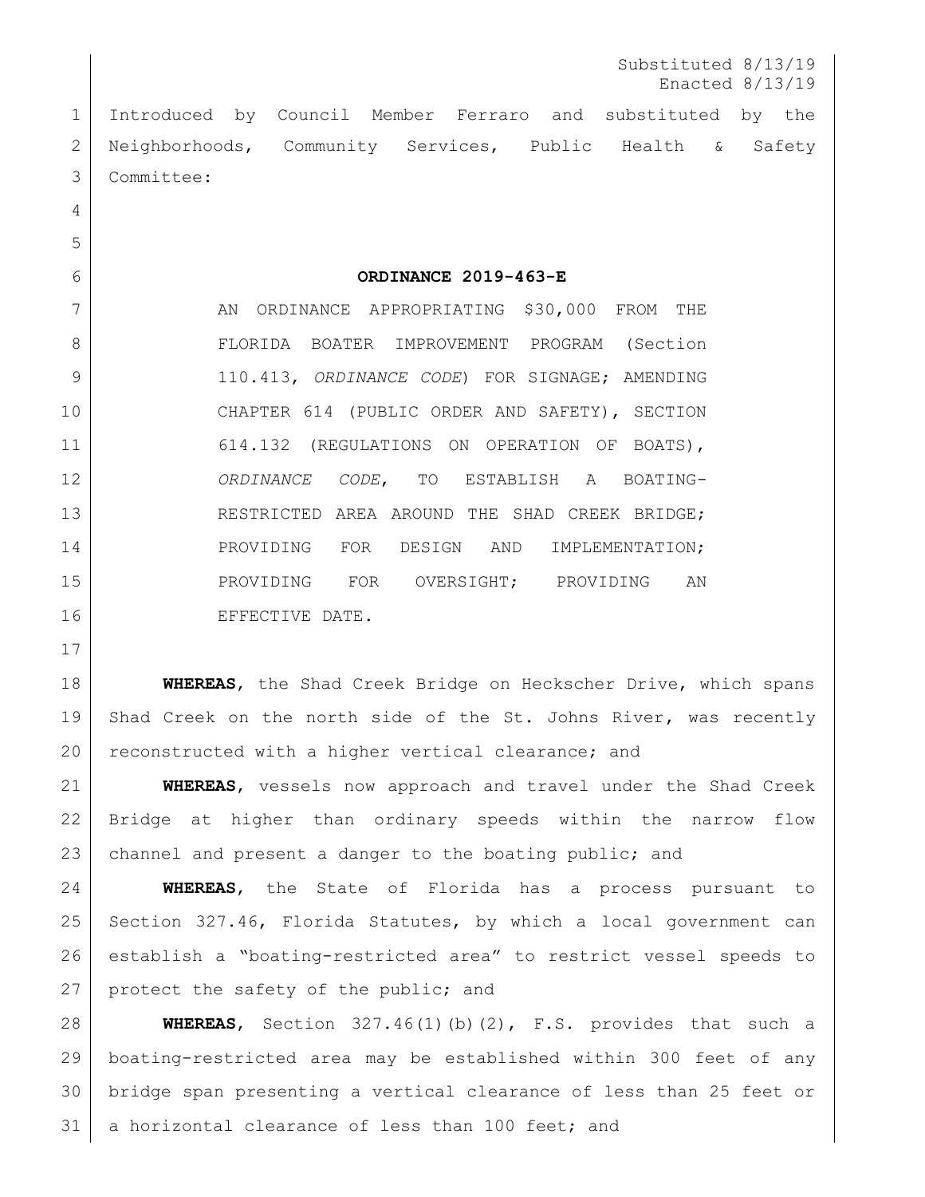Substituted 8/13/19
Enacted 8/13/19

Introduced by Council Member Ferraro and substituted by the Neighborhoods, Community Services, Public Health & Safety Committee:

**ORDINANCE 2019-463-E**

AN ORDINANCE APPROPRIATING $30,000 FROM THE FLORIDA BOATER IMPROVEMENT PROGRAM (Section 110.413, *ORDINANCE CODE*) FOR SIGNAGE; AMENDING CHAPTER 614 (PUBLIC ORDER AND SAFETY), SECTION 614.132 (REGULATIONS ON OPERATION OF BOATS), *ORDINANCE CODE*, TO ESTABLISH A BOATING-RESTRICTED AREA AROUND THE SHAD CREEK BRIDGE; PROVIDING FOR DESIGN AND IMPLEMENTATION; PROVIDING FOR OVERSIGHT; PROVIDING AN EFFECTIVE DATE.

**WHEREAS**, the Shad Creek Bridge on Heckscher Drive, which spans Shad Creek on the north side of the St. Johns River, was recently reconstructed with a higher vertical clearance; and

**WHEREAS**, vessels now approach and travel under the Shad Creek Bridge at higher than ordinary speeds within the narrow flow channel and present a danger to the boating public; and

**WHEREAS**, the State of Florida has a process pursuant to Section 327.46, Florida Statutes, by which a local government can establish a "boating-restricted area" to restrict vessel speeds to protect the safety of the public; and

**WHEREAS**, Section 327.46(1)(b)(2), F.S. provides that such a boating-restricted area may be established within 300 feet of any bridge span presenting a vertical clearance of less than 25 feet or a horizontal clearance of less than 100 feet; and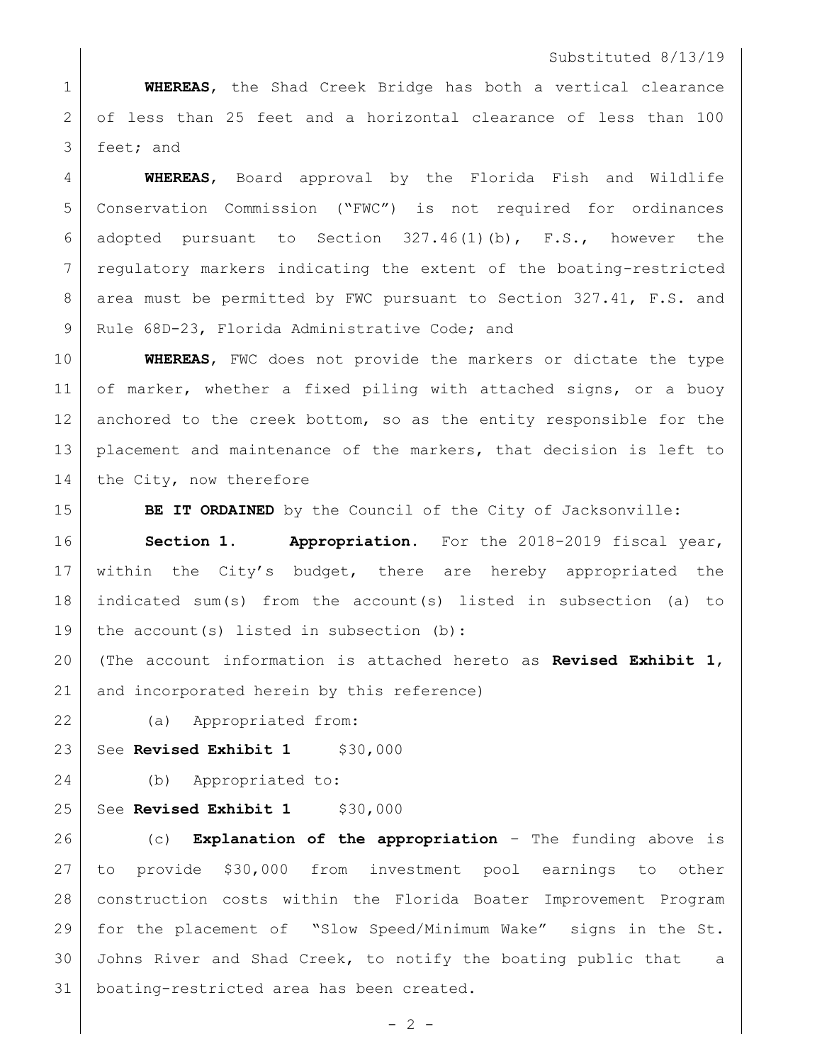**WHEREAS**, the Shad Creek Bridge has both a vertical clearance of less than 25 feet and a horizontal clearance of less than 100 feet; and

**WHEREAS**, Board approval by the Florida Fish and Wildlife Conservation Commission ("FWC") is not required for ordinances adopted pursuant to Section 327.46(1)(b), F.S., however the regulatory markers indicating the extent of the boating-restricted area must be permitted by FWC pursuant to Section 327.41, F.S. and Rule 68D-23, Florida Administrative Code; and

**WHEREAS**, FWC does not provide the markers or dictate the type of marker, whether a fixed piling with attached signs, or a buoy anchored to the creek bottom, so as the entity responsible for the placement and maintenance of the markers, that decision is left to the City, now therefore

**BE IT ORDAINED** by the Council of the City of Jacksonville:

**Section 1. Appropriation.** For the 2018-2019 fiscal year, within the City's budget, there are hereby appropriated the indicated sum(s) from the account(s) listed in subsection (a) to the account(s) listed in subsection (b):

(The account information is attached hereto as **Revised Exhibit 1**, and incorporated herein by this reference)

(a) Appropriated from:

See **Revised Exhibit 1** $30,000

(b) Appropriated to:

See **Revised Exhibit 1** $30,000

(c) **Explanation of the appropriation** – The funding above is to provide $30,000 from investment pool earnings to other construction costs within the Florida Boater Improvement Program for the placement of "Slow Speed/Minimum Wake" signs in the St. Johns River and Shad Creek, to notify the boating public that a boating-restricted area has been created.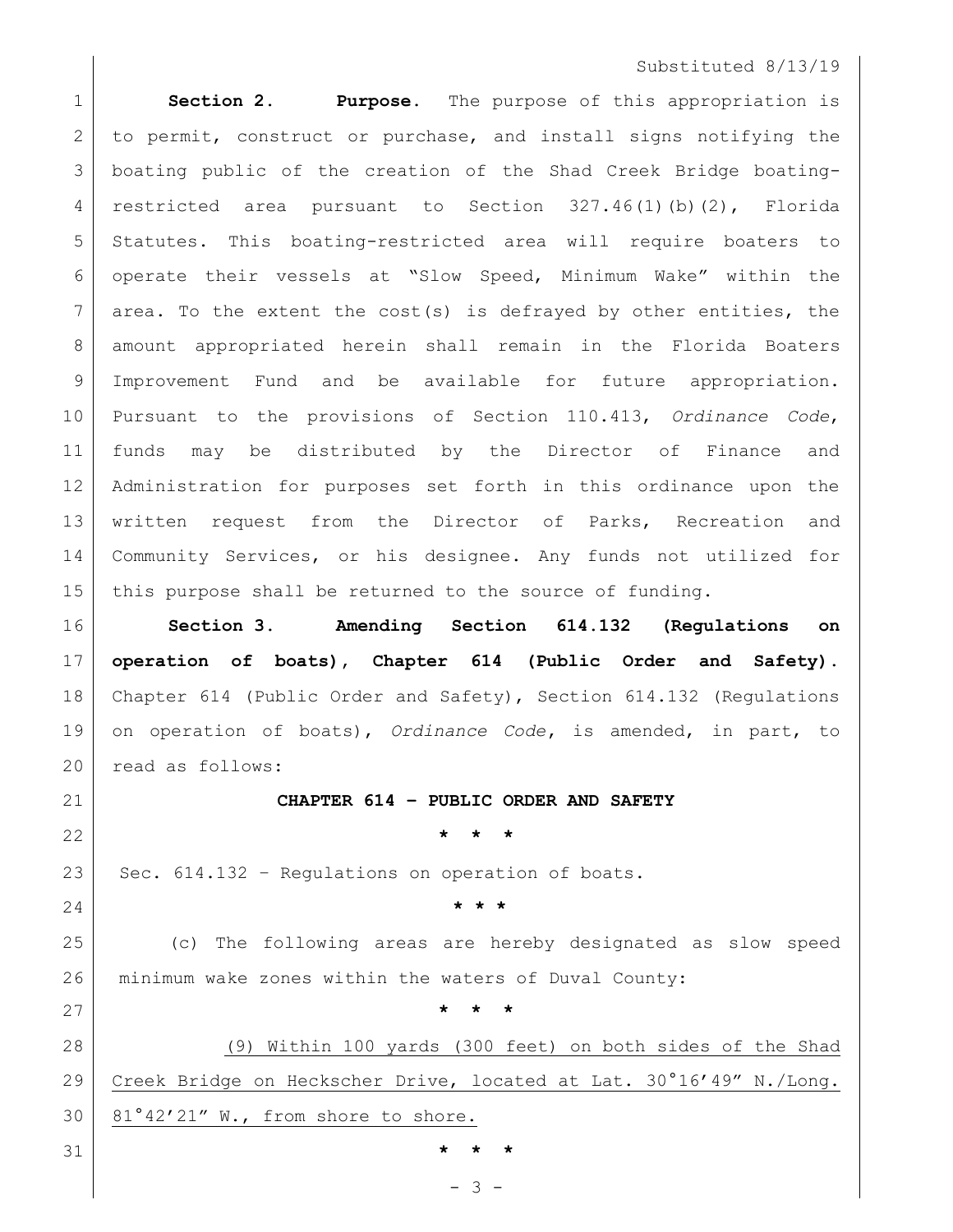**Section 2. Purpose.** The purpose of this appropriation is to permit, construct or purchase, and install signs notifying the boating public of the creation of the Shad Creek Bridge boating-restricted area pursuant to Section 327.46(1)(b)(2), Florida Statutes. This boating-restricted area will require boaters to operate their vessels at "Slow Speed, Minimum Wake" within the area. To the extent the cost(s) is defrayed by other entities, the amount appropriated herein shall remain in the Florida Boaters Improvement Fund and be available for future appropriation. Pursuant to the provisions of Section 110.413, *Ordinance Code*, funds may be distributed by the Director of Finance and Administration for purposes set forth in this ordinance upon the written request from the Director of Parks, Recreation and Community Services, or his designee. Any funds not utilized for this purpose shall be returned to the source of funding.

**Section 3. Amending Section 614.132 (Regulations on operation of boats), Chapter 614 (Public Order and Safety).** Chapter 614 (Public Order and Safety), Section 614.132 (Regulations on operation of boats), *Ordinance Code*, is amended, in part, to read as follows:

**CHAPTER 614 – PUBLIC ORDER AND SAFETY**

\* \* \*

Sec. 614.132 – Regulations on operation of boats.

\* \* \*

(c) The following areas are hereby designated as slow speed minimum wake zones within the waters of Duval County:

\* \* \*

<u>(9) Within 100 yards (300 feet) on both sides of the Shad Creek Bridge on Heckscher Drive, located at Lat. 30°16'49" N./Long. 81°42'21" W., from shore to shore.</u>

\* \* \*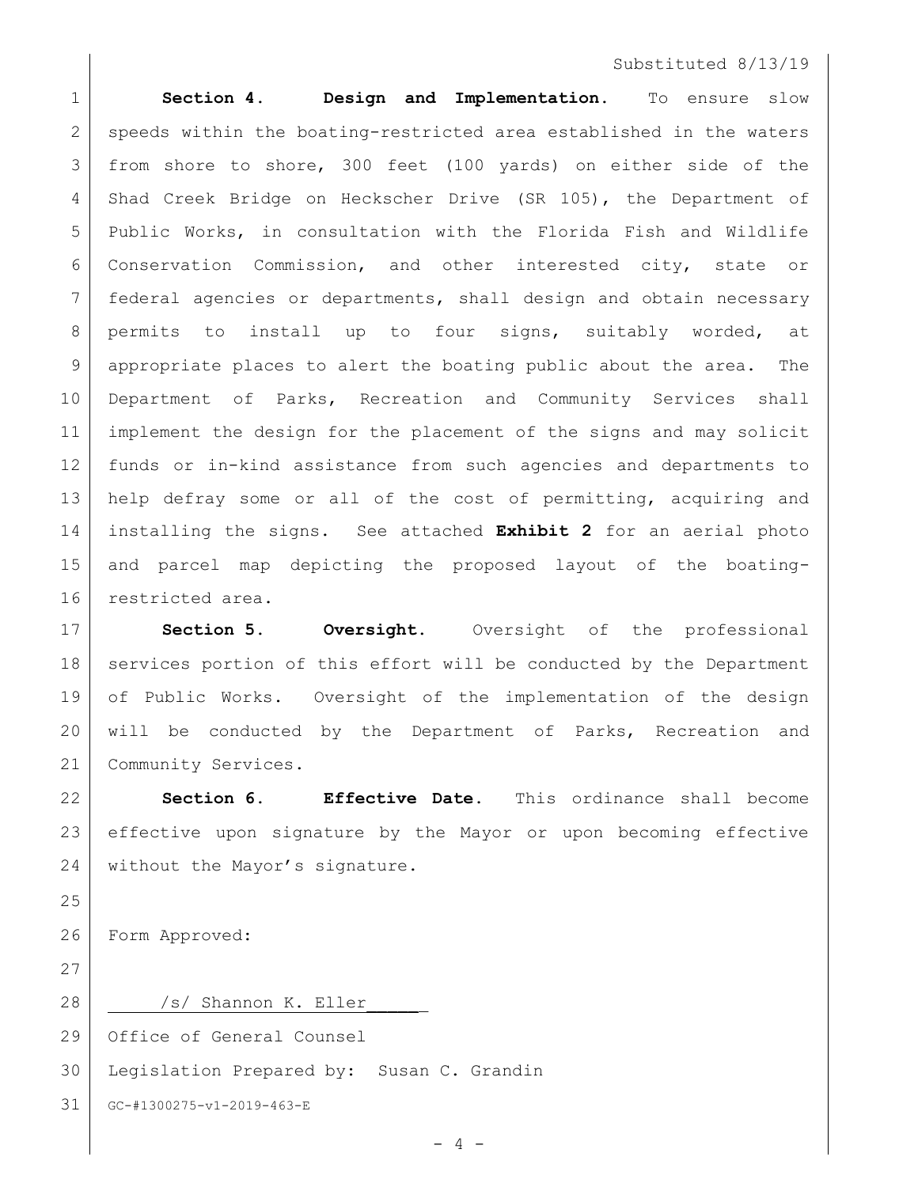Substituted 8/13/19

**Section 4. Design and Implementation.** To ensure slow speeds within the boating-restricted area established in the waters from shore to shore, 300 feet (100 yards) on either side of the Shad Creek Bridge on Heckscher Drive (SR 105), the Department of Public Works, in consultation with the Florida Fish and Wildlife Conservation Commission, and other interested city, state or federal agencies or departments, shall design and obtain necessary permits to install up to four signs, suitably worded, at appropriate places to alert the boating public about the area. The Department of Parks, Recreation and Community Services shall implement the design for the placement of the signs and may solicit funds or in-kind assistance from such agencies and departments to help defray some or all of the cost of permitting, acquiring and installing the signs. See attached **Exhibit 2** for an aerial photo and parcel map depicting the proposed layout of the boating-restricted area.

**Section 5. Oversight.** Oversight of the professional services portion of this effort will be conducted by the Department of Public Works. Oversight of the implementation of the design will be conducted by the Department of Parks, Recreation and Community Services.

**Section 6. Effective Date.** This ordinance shall become effective upon signature by the Mayor or upon becoming effective without the Mayor's signature.

Form Approved:

/s/ Shannon K. Eller

Office of General Counsel

Legislation Prepared by: Susan C. Grandin

GC-#1300275-v1-2019-463-E